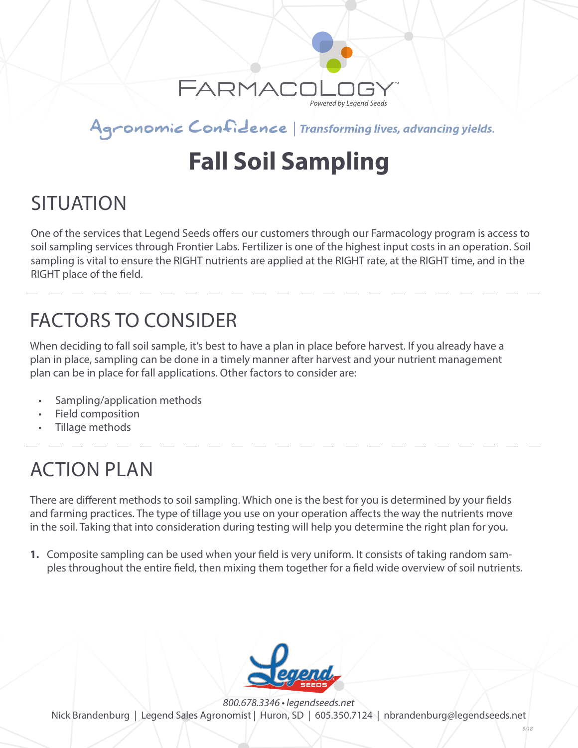FARMACOLOGY™

*Powered by Legend Seeds*

Agronomic Confidence | *Transforming lives, advancing yields.*

# Fall Soil Sampling

## SITUATION

One of the services that Legend Seeds offers our customers through our Farmacology program is access to soil sampling services through Frontier Labs. Fertilizer is one of the highest input costs in an operation. Soil sampling is vital to ensure the RIGHT nutrients are applied at the RIGHT rate, at the RIGHT time, and in the RIGHT place of the field.

## FACTORS TO CONSIDER

When deciding to fall soil sample, it's best to have a plan in place before harvest. If you already have a plan in place, sampling can be done in a timely manner after harvest and your nutrient management plan can be in place for fall applications. Other factors to consider are:

- Sampling/application methods
- Field composition
- Tillage methods

## ACTION PLAN

There are different methods to soil sampling. Which one is the best for you is determined by your fields and farming practices. The type of tillage you use on your operation affects the way the nutrients move in the soil. Taking that into consideration during testing will help you determine the right plan for you.

1. Composite sampling can be used when your field is very uniform. It consists of taking random samples throughout the entire field, then mixing them together for a field wide overview of soil nutrients.

*800.678.3346 • legendseeds.net*

Nick Brandenburg | Legend Sales Agronomist | Huron, SD | 605.350.7124 | nbrandenburg@legendseeds.net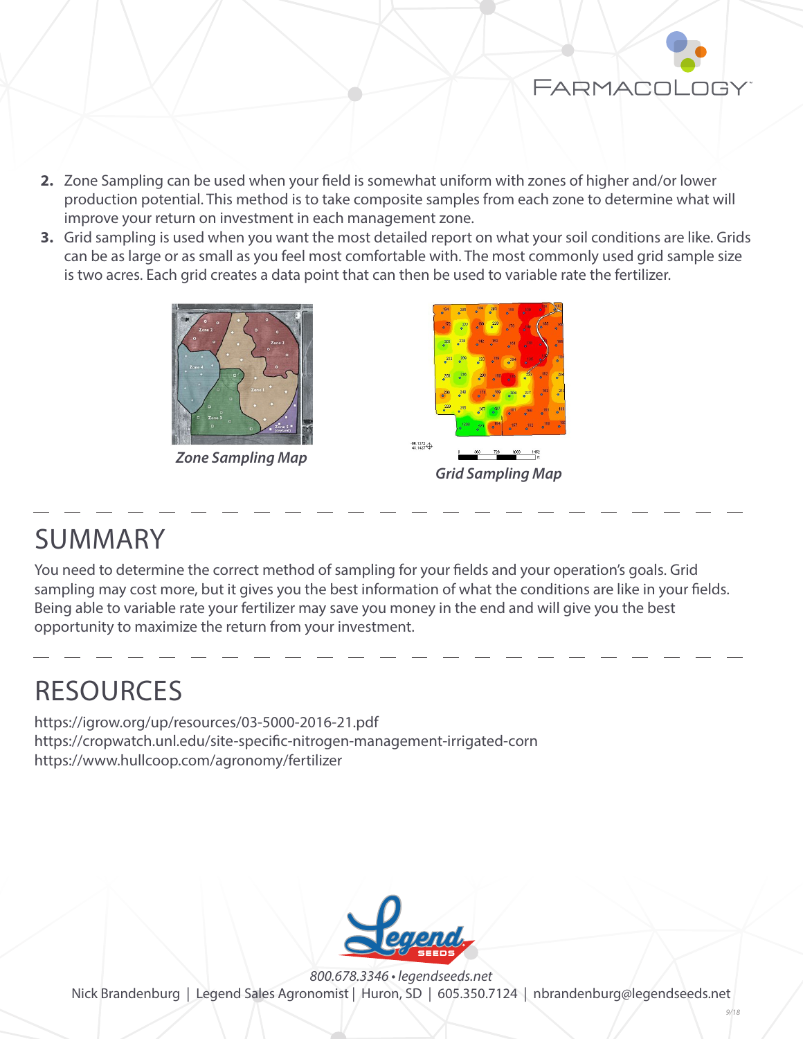2. Zone Sampling can be used when your field is somewhat uniform with zones of higher and/or lower production potential. This method is to take composite samples from each zone to determine what will improve your return on investment in each management zone.
3. Grid sampling is used when you want the most detailed report on what your soil conditions are like. Grids can be as large or as small as you feel most comfortable with. The most commonly used grid sample size is two acres. Each grid creates a data point that can then be used to variable rate the fertilizer.

*Zone Sampling Map*

*Grid Sampling Map*

## SUMMARY

You need to determine the correct method of sampling for your fields and your operation's goals. Grid sampling may cost more, but it gives you the best information of what the conditions are like in your fields. Being able to variable rate your fertilizer may save you money in the end and will give you the best opportunity to maximize the return from your investment.

## RESOURCES

https://igrow.org/up/resources/03-5000-2016-21.pdf
https://cropwatch.unl.edu/site-specific-nitrogen-management-irrigated-corn
https://www.hullcoop.com/agronomy/fertilizer

*800.678.3346 • legendseeds.net*

Nick Brandenburg | Legend Sales Agronomist | Huron, SD | 605.350.7124 | nbrandenburg@legendseeds.net